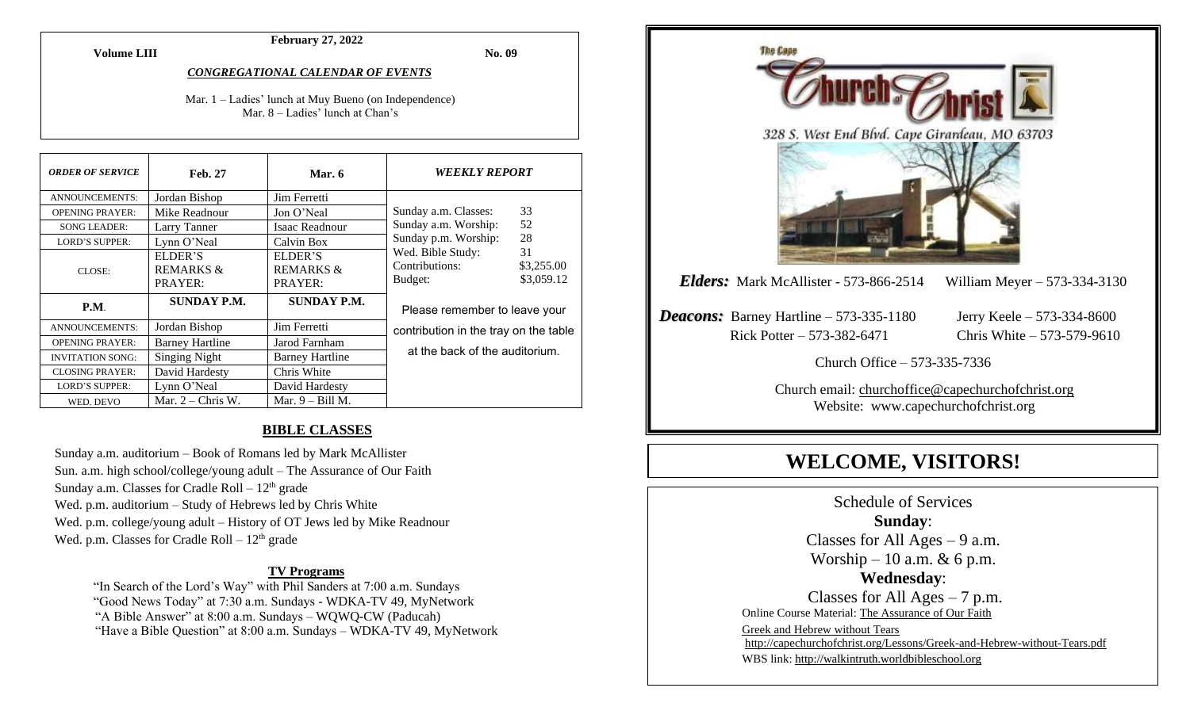February 27, 2022

**Volume LIII** **No. 09**

***CONGREGATIONAL CALENDAR OF EVENTS***

Mar. 1 – Ladies' lunch at Muy Bueno (on Independence)
Mar. 8 – Ladies' lunch at Chan's

| *ORDER OF SERVICE* | **Feb. 27** | **Mar. 6** |
|---|---|---|
| ANNOUNCEMENTS: | Jordan Bishop | Jim Ferretti |
| OPENING PRAYER: | Mike Readnour | Jon O'Neal |
| SONG LEADER: | Larry Tanner | Isaac Readnour |
| LORD'S SUPPER: | Lynn O'Neal | Calvin Box |
| CLOSE: | ELDER'S REMARKS & PRAYER: | ELDER'S REMARKS & PRAYER: |
| **P.M.** | **SUNDAY P.M.** | **SUNDAY P.M.** |
| ANNOUNCEMENTS: | Jordan Bishop | Jim Ferretti |
| OPENING PRAYER: | Barney Hartline | Jarod Farnham |
| INVITATION SONG: | Singing Night | Barney Hartline |
| CLOSING PRAYER: | David Hardesty | Chris White |
| LORD'S SUPPER: | Lynn O'Neal | David Hardesty |
| WED. DEVO | Mar. 2 – Chris W. | Mar. 9 – Bill M. |

***WEEKLY REPORT***

| | |
|---|---|
| Sunday a.m. Classes: | 33 |
| Sunday a.m. Worship: | 52 |
| Sunday p.m. Worship: | 28 |
| Wed. Bible Study: | 31 |
| Contributions: | $3,255.00 |
| Budget: | $3,059.12 |

Please remember to leave your contribution in the tray on the table at the back of the auditorium.

## BIBLE CLASSES

Sunday a.m. auditorium – Book of Romans led by Mark McAllister
Sun. a.m. high school/college/young adult – The Assurance of Our Faith
Sunday a.m. Classes for Cradle Roll – 12th grade
Wed. p.m. auditorium – Study of Hebrews led by Chris White
Wed. p.m. college/young adult – History of OT Jews led by Mike Readnour
Wed. p.m. Classes for Cradle Roll – 12th grade

### TV Programs

"In Search of the Lord's Way" with Phil Sanders at 7:00 a.m. Sundays
"Good News Today" at 7:30 a.m. Sundays - WDKA-TV 49, MyNetwork
"A Bible Answer" at 8:00 a.m. Sundays – WQWQ-CW (Paducah)
"Have a Bible Question" at 8:00 a.m. Sundays – WDKA-TV 49, MyNetwork

The Cape Church of Christ

328 S. West End Blvd. Cape Girardeau, MO 63703

***Elders:*** Mark McAllister - 573-866-2514 William Meyer – 573-334-3130

***Deacons:*** Barney Hartline – 573-335-1180 Jerry Keele – 573-334-8600
Rick Potter – 573-382-6471 Chris White – 573-579-9610

Church Office – 573-335-7336

Church email: churchoffice@capechurchofchrist.org
Website: www.capechurchofchrist.org

# WELCOME, VISITORS!

Schedule of Services

**Sunday**:

Classes for All Ages – 9 a.m.
Worship – 10 a.m. & 6 p.m.

**Wednesday**:

Classes for All Ages – 7 p.m.

Online Course Material: The Assurance of Our Faith
Greek and Hebrew without Tears
http://capechurchofchrist.org/Lessons/Greek-and-Hebrew-without-Tears.pdf
WBS link: http://walkintruth.worldbibleschool.org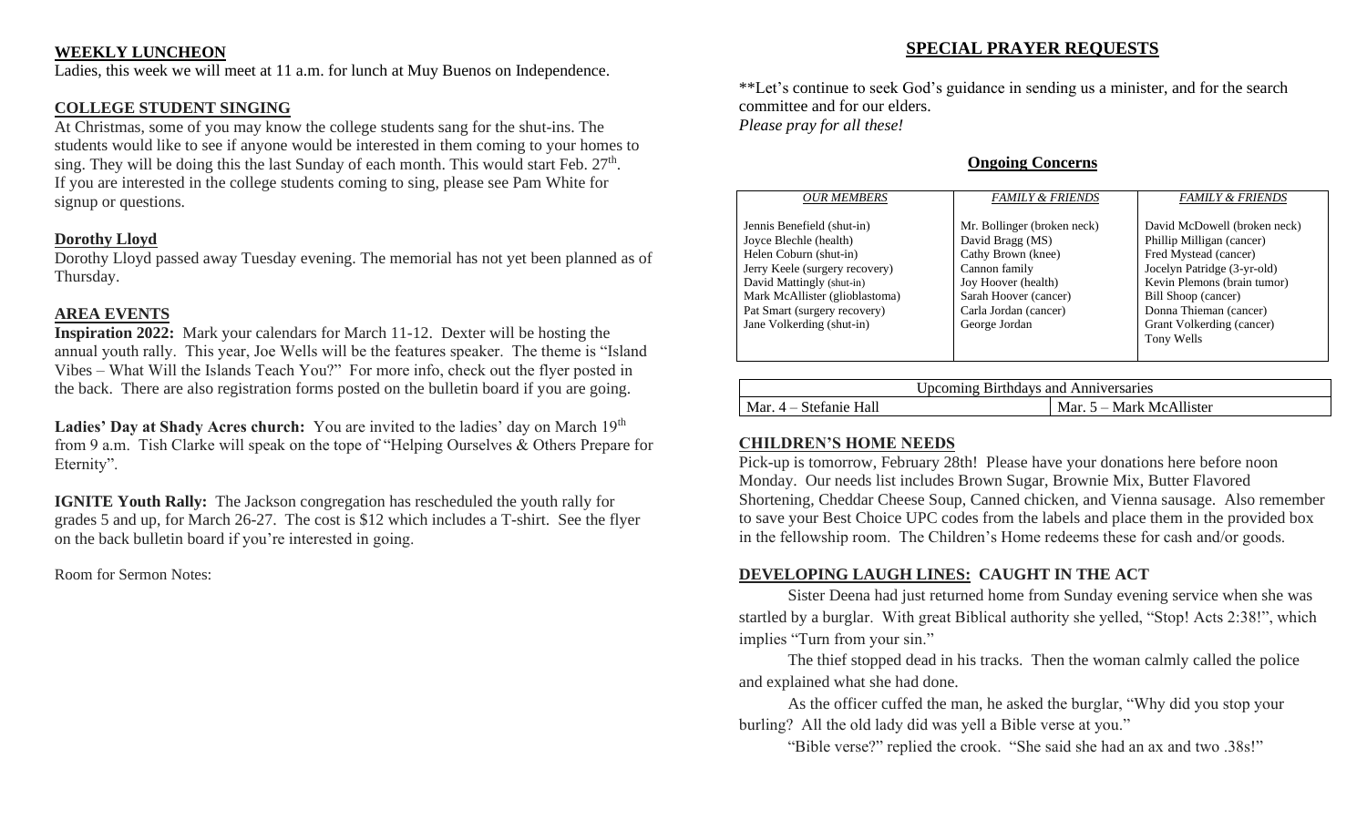## WEEKLY LUNCHEON

Ladies, this week we will meet at 11 a.m. for lunch at Muy Buenos on Independence.

## COLLEGE STUDENT SINGING

At Christmas, some of you may know the college students sang for the shut-ins. The students would like to see if anyone would be interested in them coming to your homes to sing. They will be doing this the last Sunday of each month. This would start Feb. 27th. If you are interested in the college students coming to sing, please see Pam White for signup or questions.

## Dorothy Lloyd

Dorothy Lloyd passed away Tuesday evening. The memorial has not yet been planned as of Thursday.

## AREA EVENTS

**Inspiration 2022:** Mark your calendars for March 11-12. Dexter will be hosting the annual youth rally. This year, Joe Wells will be the features speaker. The theme is "Island Vibes – What Will the Islands Teach You?" For more info, check out the flyer posted in the back. There are also registration forms posted on the bulletin board if you are going.

**Ladies' Day at Shady Acres church:** You are invited to the ladies' day on March 19th from 9 a.m. Tish Clarke will speak on the tope of "Helping Ourselves & Others Prepare for Eternity".

**IGNITE Youth Rally:** The Jackson congregation has rescheduled the youth rally for grades 5 and up, for March 26-27. The cost is $12 which includes a T-shirt. See the flyer on the back bulletin board if you're interested in going.

Room for Sermon Notes:

## SPECIAL PRAYER REQUESTS

**Let's continue to seek God's guidance in sending us a minister, and for the search committee and for our elders.
*Please pray for all these!*

### Ongoing Concerns

| *OUR MEMBERS* | *FAMILY & FRIENDS* | *FAMILY & FRIENDS* |
|---|---|---|
| Jennis Benefield (shut-in) | Mr. Bollinger (broken neck) | David McDowell (broken neck) |
| Joyce Blechle (health) | David Bragg (MS) | Phillip Milligan (cancer) |
| Helen Coburn (shut-in) | Cathy Brown (knee) | Fred Mystead (cancer) |
| Jerry Keele (surgery recovery) | Cannon family | Jocelyn Patridge (3-yr-old) |
| David Mattingly (shut-in) | Joy Hoover (health) | Kevin Plemons (brain tumor) |
| Mark McAllister (glioblastoma) | Sarah Hoover (cancer) | Bill Shoop (cancer) |
| Pat Smart (surgery recovery) | Carla Jordan (cancer) | Donna Thieman (cancer) |
| Jane Volkerding (shut-in) | George Jordan | Grant Volkerding (cancer) |
| | | Tony Wells |

| Upcoming Birthdays and Anniversaries | |
|---|---|
| Mar. 4 – Stefanie Hall | Mar. 5 – Mark McAllister |

## CHILDREN'S HOME NEEDS

Pick-up is tomorrow, February 28th! Please have your donations here before noon Monday. Our needs list includes Brown Sugar, Brownie Mix, Butter Flavored Shortening, Cheddar Cheese Soup, Canned chicken, and Vienna sausage. Also remember to save your Best Choice UPC codes from the labels and place them in the provided box in the fellowship room. The Children's Home redeems these for cash and/or goods.

## DEVELOPING LAUGH LINES: CAUGHT IN THE ACT

Sister Deena had just returned home from Sunday evening service when she was startled by a burglar. With great Biblical authority she yelled, "Stop! Acts 2:38!", which implies "Turn from your sin."

The thief stopped dead in his tracks. Then the woman calmly called the police and explained what she had done.

As the officer cuffed the man, he asked the burglar, "Why did you stop your burling? All the old lady did was yell a Bible verse at you."

"Bible verse?" replied the crook. "She said she had an ax and two .38s!"